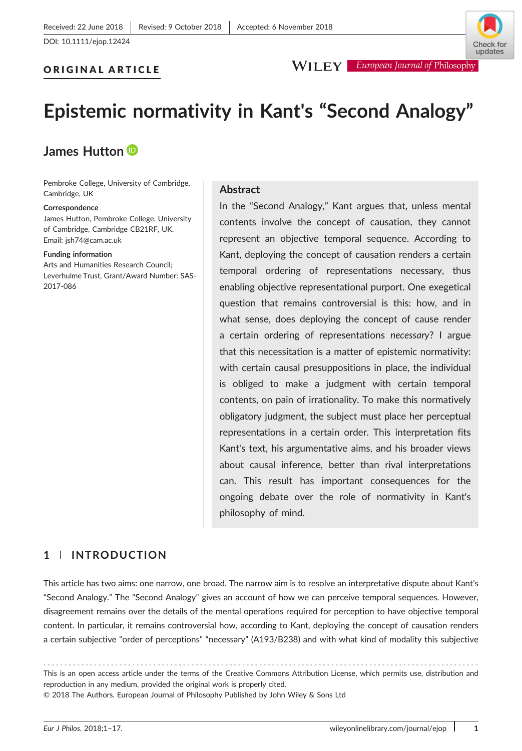Received: 22 June 2018 | Revised: 9 October 2018 | Accepted: 6 November 2018

DOI: 10.1111/ejop.12424

**ORIGINAL ARTICLE**

# Epistemic normativity in Kant's "Second Analogy"

**James Hutton**

Pembroke College, University of Cambridge, Cambridge, UK

**Correspondence**
James Hutton, Pembroke College, University of Cambridge, Cambridge CB21RF, UK.
Email: jsh74@cam.ac.uk

**Funding information**
Arts and Humanities Research Council; Leverhulme Trust, Grant/Award Number: SAS-2017-086

## Abstract

In the "Second Analogy," Kant argues that, unless mental contents involve the concept of causation, they cannot represent an objective temporal sequence. According to Kant, deploying the concept of causation renders a certain temporal ordering of representations necessary, thus enabling objective representational purport. One exegetical question that remains controversial is this: how, and in what sense, does deploying the concept of cause render a certain ordering of representations *necessary*? I argue that this necessitation is a matter of epistemic normativity: with certain causal presuppositions in place, the individual is obliged to make a judgment with certain temporal contents, on pain of irrationality. To make this normatively obligatory judgment, the subject must place her perceptual representations in a certain order. This interpretation fits Kant's text, his argumentative aims, and his broader views about causal inference, better than rival interpretations can. This result has important consequences for the ongoing debate over the role of normativity in Kant's philosophy of mind.

## 1 | INTRODUCTION

This article has two aims: one narrow, one broad. The narrow aim is to resolve an interpretative dispute about Kant's "Second Analogy." The "Second Analogy" gives an account of how we can perceive temporal sequences. However, disagreement remains over the details of the mental operations required for perception to have objective temporal content. In particular, it remains controversial how, according to Kant, deploying the concept of causation renders a certain subjective "order of perceptions" "necessary" (A193/B238) and with what kind of modality this subjective

This is an open access article under the terms of the Creative Commons Attribution License, which permits use, distribution and reproduction in any medium, provided the original work is properly cited.
© 2018 The Authors. European Journal of Philosophy Published by John Wiley & Sons Ltd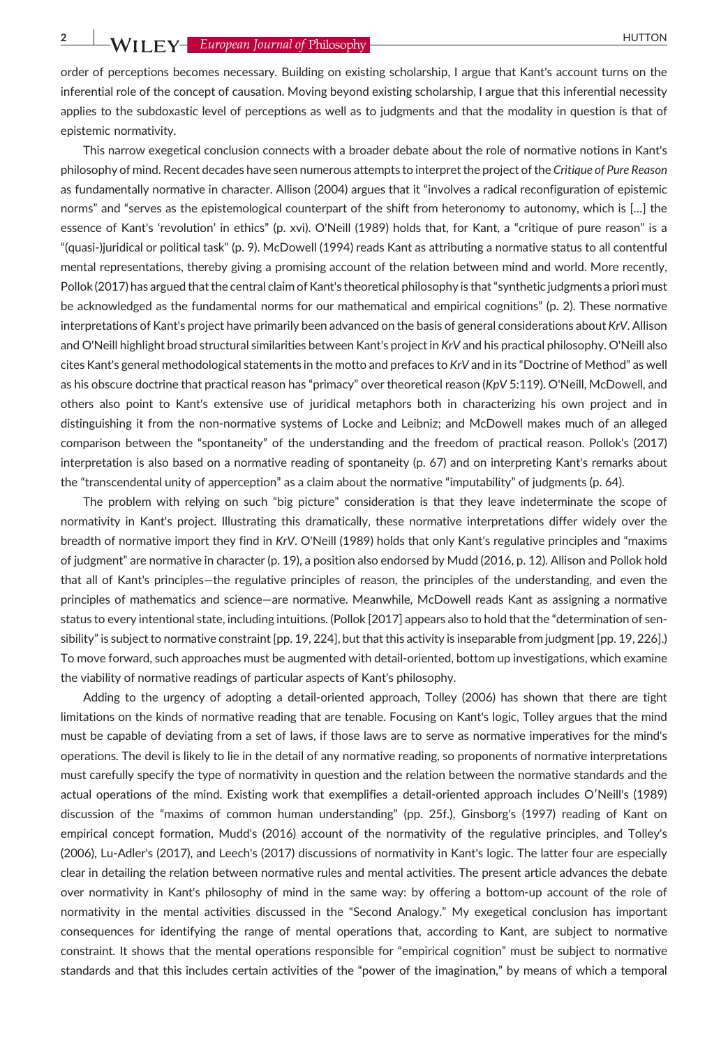order of perceptions becomes necessary. Building on existing scholarship, I argue that Kant's account turns on the inferential role of the concept of causation. Moving beyond existing scholarship, I argue that this inferential necessity applies to the subdoxastic level of perceptions as well as to judgments and that the modality in question is that of epistemic normativity.

This narrow exegetical conclusion connects with a broader debate about the role of normative notions in Kant's philosophy of mind. Recent decades have seen numerous attempts to interpret the project of the *Critique of Pure Reason* as fundamentally normative in character. Allison (2004) argues that it "involves a radical reconfiguration of epistemic norms" and "serves as the epistemological counterpart of the shift from heteronomy to autonomy, which is […] the essence of Kant's 'revolution' in ethics" (p. xvi). O'Neill (1989) holds that, for Kant, a "critique of pure reason" is a "(quasi-)juridical or political task" (p. 9). McDowell (1994) reads Kant as attributing a normative status to all contentful mental representations, thereby giving a promising account of the relation between mind and world. More recently, Pollok (2017) has argued that the central claim of Kant's theoretical philosophy is that "synthetic judgments a priori must be acknowledged as the fundamental norms for our mathematical and empirical cognitions" (p. 2). These normative interpretations of Kant's project have primarily been advanced on the basis of general considerations about *KrV*. Allison and O'Neill highlight broad structural similarities between Kant's project in *KrV* and his practical philosophy. O'Neill also cites Kant's general methodological statements in the motto and prefaces to *KrV* and in its "Doctrine of Method" as well as his obscure doctrine that practical reason has "primacy" over theoretical reason (*KpV* 5:119). O'Neill, McDowell, and others also point to Kant's extensive use of juridical metaphors both in characterizing his own project and in distinguishing it from the non-normative systems of Locke and Leibniz; and McDowell makes much of an alleged comparison between the "spontaneity" of the understanding and the freedom of practical reason. Pollok's (2017) interpretation is also based on a normative reading of spontaneity (p. 67) and on interpreting Kant's remarks about the "transcendental unity of apperception" as a claim about the normative "imputability" of judgments (p. 64).

The problem with relying on such "big picture" consideration is that they leave indeterminate the scope of normativity in Kant's project. Illustrating this dramatically, these normative interpretations differ widely over the breadth of normative import they find in *KrV*. O'Neill (1989) holds that only Kant's regulative principles and "maxims of judgment" are normative in character (p. 19), a position also endorsed by Mudd (2016, p. 12). Allison and Pollok hold that all of Kant's principles—the regulative principles of reason, the principles of the understanding, and even the principles of mathematics and science—are normative. Meanwhile, McDowell reads Kant as assigning a normative status to every intentional state, including intuitions. (Pollok [2017] appears also to hold that the "determination of sensibility" is subject to normative constraint [pp. 19, 224], but that this activity is inseparable from judgment [pp. 19, 226].) To move forward, such approaches must be augmented with detail-oriented, bottom up investigations, which examine the viability of normative readings of particular aspects of Kant's philosophy.

Adding to the urgency of adopting a detail-oriented approach, Tolley (2006) has shown that there are tight limitations on the kinds of normative reading that are tenable. Focusing on Kant's logic, Tolley argues that the mind must be capable of deviating from a set of laws, if those laws are to serve as normative imperatives for the mind's operations. The devil is likely to lie in the detail of any normative reading, so proponents of normative interpretations must carefully specify the type of normativity in question and the relation between the normative standards and the actual operations of the mind. Existing work that exemplifies a detail-oriented approach includes O'Neill's (1989) discussion of the "maxims of common human understanding" (pp. 25f.), Ginsborg's (1997) reading of Kant on empirical concept formation, Mudd's (2016) account of the normativity of the regulative principles, and Tolley's (2006), Lu-Adler's (2017), and Leech's (2017) discussions of normativity in Kant's logic. The latter four are especially clear in detailing the relation between normative rules and mental activities. The present article advances the debate over normativity in Kant's philosophy of mind in the same way: by offering a bottom-up account of the role of normativity in the mental activities discussed in the "Second Analogy." My exegetical conclusion has important consequences for identifying the range of mental operations that, according to Kant, are subject to normative constraint. It shows that the mental operations responsible for "empirical cognition" must be subject to normative standards and that this includes certain activities of the "power of the imagination," by means of which a temporal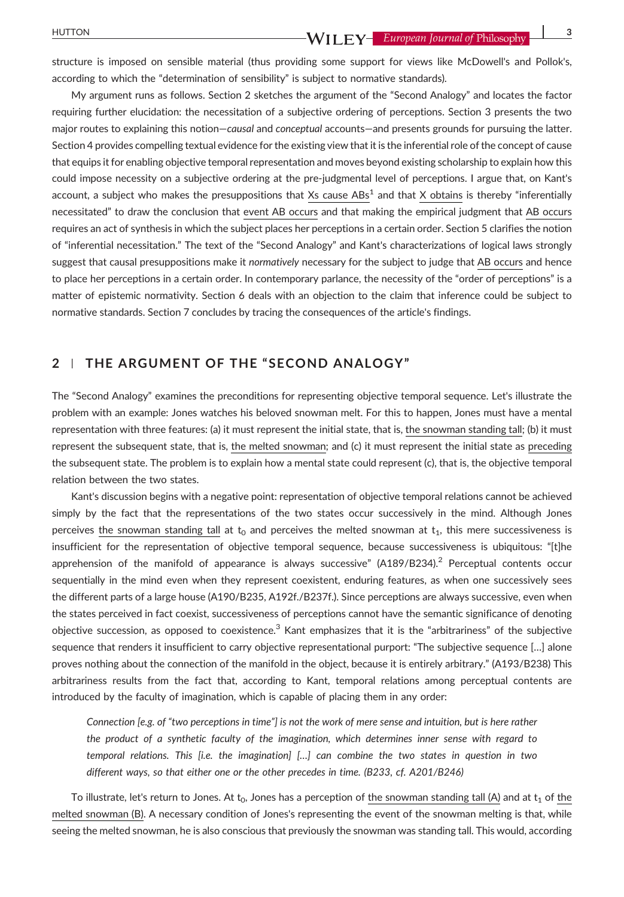structure is imposed on sensible material (thus providing some support for views like McDowell's and Pollok's, according to which the "determination of sensibility" is subject to normative standards).

My argument runs as follows. Section 2 sketches the argument of the "Second Analogy" and locates the factor requiring further elucidation: the necessitation of a subjective ordering of perceptions. Section 3 presents the two major routes to explaining this notion—*causal* and *conceptual* accounts—and presents grounds for pursuing the latter. Section 4 provides compelling textual evidence for the existing view that it is the inferential role of the concept of cause that equips it for enabling objective temporal representation and moves beyond existing scholarship to explain how this could impose necessity on a subjective ordering at the pre-judgmental level of perceptions. I argue that, on Kant's account, a subject who makes the presuppositions that Xs cause ABs[1] and that X obtains is thereby "inferentially necessitated" to draw the conclusion that event AB occurs and that making the empirical judgment that AB occurs requires an act of synthesis in which the subject places her perceptions in a certain order. Section 5 clarifies the notion of "inferential necessitation." The text of the "Second Analogy" and Kant's characterizations of logical laws strongly suggest that causal presuppositions make it *normatively* necessary for the subject to judge that AB occurs and hence to place her perceptions in a certain order. In contemporary parlance, the necessity of the "order of perceptions" is a matter of epistemic normativity. Section 6 deals with an objection to the claim that inference could be subject to normative standards. Section 7 concludes by tracing the consequences of the article's findings.

## 2 | THE ARGUMENT OF THE "SECOND ANALOGY"

The "Second Analogy" examines the preconditions for representing objective temporal sequence. Let's illustrate the problem with an example: Jones watches his beloved snowman melt. For this to happen, Jones must have a mental representation with three features: (a) it must represent the initial state, that is, the snowman standing tall; (b) it must represent the subsequent state, that is, the melted snowman; and (c) it must represent the initial state as preceding the subsequent state. The problem is to explain how a mental state could represent (c), that is, the objective temporal relation between the two states.

Kant's discussion begins with a negative point: representation of objective temporal relations cannot be achieved simply by the fact that the representations of the two states occur successively in the mind. Although Jones perceives the snowman standing tall at $t_0$ and perceives the melted snowman at $t_1$, this mere successiveness is insufficient for the representation of objective temporal sequence, because successiveness is ubiquitous: "[t]he apprehension of the manifold of appearance is always successive" (A189/B234).[2] Perceptual contents occur sequentially in the mind even when they represent coexistent, enduring features, as when one successively sees the different parts of a large house (A190/B235, A192f./B237f.). Since perceptions are always successive, even when the states perceived in fact coexist, successiveness of perceptions cannot have the semantic significance of denoting objective succession, as opposed to coexistence.[3] Kant emphasizes that it is the "arbitrariness" of the subjective sequence that renders it insufficient to carry objective representational purport: "The subjective sequence […] alone proves nothing about the connection of the manifold in the object, because it is entirely arbitrary." (A193/B238) This arbitrariness results from the fact that, according to Kant, temporal relations among perceptual contents are introduced by the faculty of imagination, which is capable of placing them in any order:

> *Connection [e.g. of "two perceptions in time"] is not the work of mere sense and intuition, but is here rather the product of a synthetic faculty of the imagination, which determines inner sense with regard to temporal relations. This [i.e. the imagination] […] can combine the two states in question in two different ways, so that either one or the other precedes in time. (B233, cf. A201/B246)*

To illustrate, let's return to Jones. At $t_0$, Jones has a perception of the snowman standing tall (A) and at $t_1$ of the melted snowman (B). A necessary condition of Jones's representing the event of the snowman melting is that, while seeing the melted snowman, he is also conscious that previously the snowman was standing tall. This would, according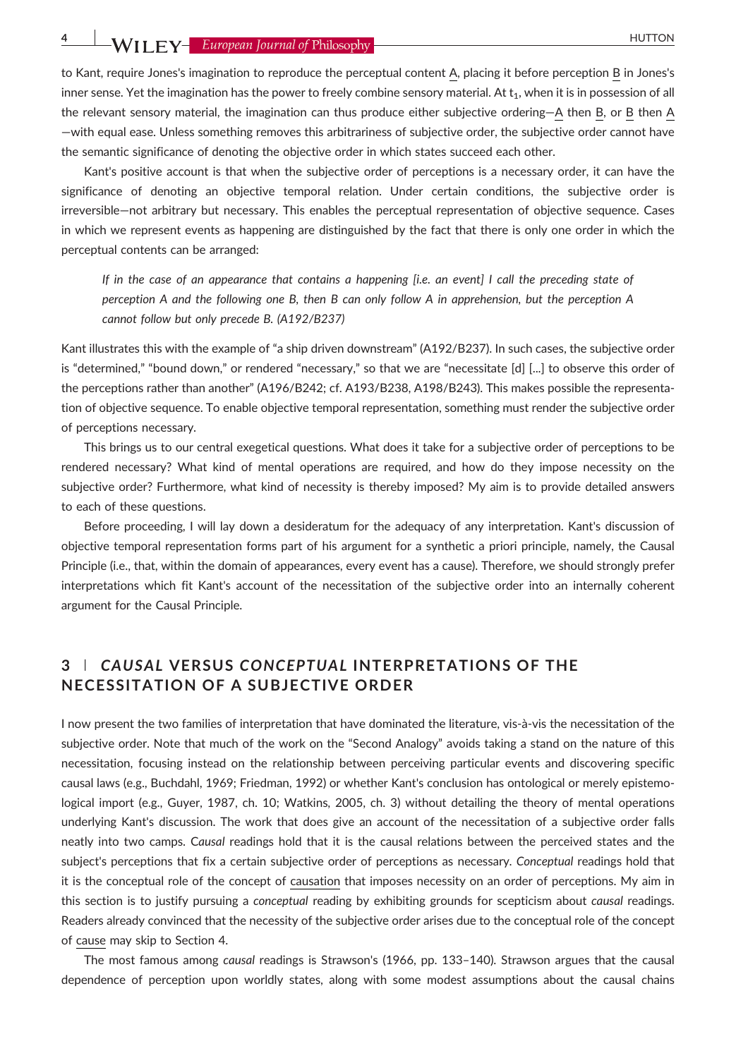to Kant, require Jones's imagination to reproduce the perceptual content A, placing it before perception B in Jones's inner sense. Yet the imagination has the power to freely combine sensory material. At $t_1$, when it is in possession of all the relevant sensory material, the imagination can thus produce either subjective ordering—A then B, or B then A—with equal ease. Unless something removes this arbitrariness of subjective order, the subjective order cannot have the semantic significance of denoting the objective order in which states succeed each other.

Kant's positive account is that when the subjective order of perceptions is a necessary order, it can have the significance of denoting an objective temporal relation. Under certain conditions, the subjective order is irreversible—not arbitrary but necessary. This enables the perceptual representation of objective sequence. Cases in which we represent events as happening are distinguished by the fact that there is only one order in which the perceptual contents can be arranged:

> *If in the case of an appearance that contains a happening [i.e. an event] I call the preceding state of perception A and the following one B, then B can only follow A in apprehension, but the perception A cannot follow but only precede B. (A192/B237)*

Kant illustrates this with the example of "a ship driven downstream" (A192/B237). In such cases, the subjective order is "determined," "bound down," or rendered "necessary," so that we are "necessitate [d] [...] to observe this order of the perceptions rather than another" (A196/B242; cf. A193/B238, A198/B243). This makes possible the representation of objective sequence. To enable objective temporal representation, something must render the subjective order of perceptions necessary.

This brings us to our central exegetical questions. What does it take for a subjective order of perceptions to be rendered necessary? What kind of mental operations are required, and how do they impose necessity on the subjective order? Furthermore, what kind of necessity is thereby imposed? My aim is to provide detailed answers to each of these questions.

Before proceeding, I will lay down a desideratum for the adequacy of any interpretation. Kant's discussion of objective temporal representation forms part of his argument for a synthetic a priori principle, namely, the Causal Principle (i.e., that, within the domain of appearances, every event has a cause). Therefore, we should strongly prefer interpretations which fit Kant's account of the necessitation of the subjective order into an internally coherent argument for the Causal Principle.

## 3 | *CAUSAL* VERSUS *CONCEPTUAL* INTERPRETATIONS OF THE NECESSITATION OF A SUBJECTIVE ORDER

I now present the two families of interpretation that have dominated the literature, vis-à-vis the necessitation of the subjective order. Note that much of the work on the "Second Analogy" avoids taking a stand on the nature of this necessitation, focusing instead on the relationship between perceiving particular events and discovering specific causal laws (e.g., Buchdahl, 1969; Friedman, 1992) or whether Kant's conclusion has ontological or merely epistemological import (e.g., Guyer, 1987, ch. 10; Watkins, 2005, ch. 3) without detailing the theory of mental operations underlying Kant's discussion. The work that does give an account of the necessitation of a subjective order falls neatly into two camps. C*ausal* readings hold that it is the causal relations between the perceived states and the subject's perceptions that fix a certain subjective order of perceptions as necessary. *Conceptual* readings hold that it is the conceptual role of the concept of causation that imposes necessity on an order of perceptions. My aim in this section is to justify pursuing a *conceptual* reading by exhibiting grounds for scepticism about *causal* readings. Readers already convinced that the necessity of the subjective order arises due to the conceptual role of the concept of cause may skip to Section 4.

The most famous among *causal* readings is Strawson's (1966, pp. 133–140). Strawson argues that the causal dependence of perception upon worldly states, along with some modest assumptions about the causal chains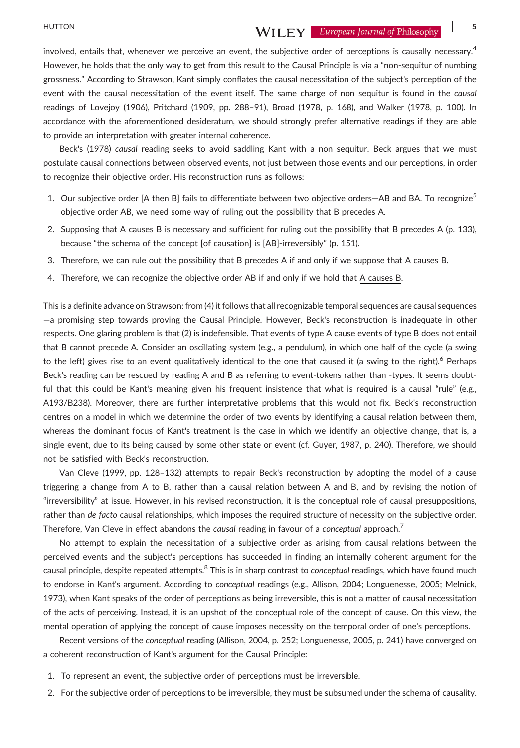involved, entails that, whenever we perceive an event, the subjective order of perceptions is causally necessary.[4] However, he holds that the only way to get from this result to the Causal Principle is via a "non-sequitur of numbing grossness." According to Strawson, Kant simply conflates the causal necessitation of the subject's perception of the event with the causal necessitation of the event itself. The same charge of non sequitur is found in the *causal* readings of Lovejoy (1906), Pritchard (1909, pp. 288–91), Broad (1978, p. 168), and Walker (1978, p. 100). In accordance with the aforementioned desideratum, we should strongly prefer alternative readings if they are able to provide an interpretation with greater internal coherence.

Beck's (1978) *causal* reading seeks to avoid saddling Kant with a non sequitur. Beck argues that we must postulate causal connections between observed events, not just between those events and our perceptions, in order to recognize their objective order. His reconstruction runs as follows:

1. Our subjective order [A then B] fails to differentiate between two objective orders—AB and BA. To recognize[5] objective order AB, we need some way of ruling out the possibility that B precedes A.
2. Supposing that A causes B is necessary and sufficient for ruling out the possibility that B precedes A (p. 133), because "the schema of the concept [of causation] is [AB]-irreversibly" (p. 151).
3. Therefore, we can rule out the possibility that B precedes A if and only if we suppose that A causes B.
4. Therefore, we can recognize the objective order AB if and only if we hold that A causes B.

This is a definite advance on Strawson: from (4) it follows that all recognizable temporal sequences are causal sequences—a promising step towards proving the Causal Principle. However, Beck's reconstruction is inadequate in other respects. One glaring problem is that (2) is indefensible. That events of type A cause events of type B does not entail that B cannot precede A. Consider an oscillating system (e.g., a pendulum), in which one half of the cycle (a swing to the left) gives rise to an event qualitatively identical to the one that caused it (a swing to the right).[6] Perhaps Beck's reading can be rescued by reading A and B as referring to event-tokens rather than -types. It seems doubtful that this could be Kant's meaning given his frequent insistence that what is required is a causal "rule" (e.g., A193/B238). Moreover, there are further interpretative problems that this would not fix. Beck's reconstruction centres on a model in which we determine the order of two events by identifying a causal relation between them, whereas the dominant focus of Kant's treatment is the case in which we identify an objective change, that is, a single event, due to its being caused by some other state or event (cf. Guyer, 1987, p. 240). Therefore, we should not be satisfied with Beck's reconstruction.

Van Cleve (1999, pp. 128–132) attempts to repair Beck's reconstruction by adopting the model of a cause triggering a change from A to B, rather than a causal relation between A and B, and by revising the notion of "irreversibility" at issue. However, in his revised reconstruction, it is the conceptual role of causal presuppositions, rather than *de facto* causal relationships, which imposes the required structure of necessity on the subjective order. Therefore, Van Cleve in effect abandons the *causal* reading in favour of a *conceptual* approach.[7]

No attempt to explain the necessitation of a subjective order as arising from causal relations between the perceived events and the subject's perceptions has succeeded in finding an internally coherent argument for the causal principle, despite repeated attempts.[8] This is in sharp contrast to *conceptual* readings, which have found much to endorse in Kant's argument. According to *conceptual* readings (e.g., Allison, 2004; Longuenesse, 2005; Melnick, 1973), when Kant speaks of the order of perceptions as being irreversible, this is not a matter of causal necessitation of the acts of perceiving. Instead, it is an upshot of the conceptual role of the concept of cause. On this view, the mental operation of applying the concept of cause imposes necessity on the temporal order of one's perceptions.

Recent versions of the *conceptual* reading (Allison, 2004, p. 252; Longuenesse, 2005, p. 241) have converged on a coherent reconstruction of Kant's argument for the Causal Principle:

1. To represent an event, the subjective order of perceptions must be irreversible.
2. For the subjective order of perceptions to be irreversible, they must be subsumed under the schema of causality.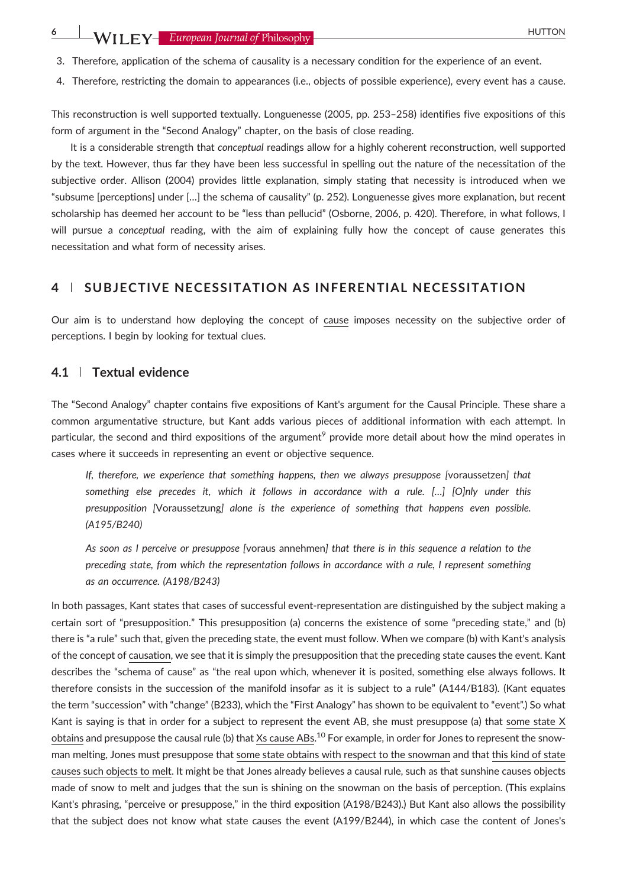3. Therefore, application of the schema of causality is a necessary condition for the experience of an event.
4. Therefore, restricting the domain to appearances (i.e., objects of possible experience), every event has a cause.

This reconstruction is well supported textually. Longuenesse (2005, pp. 253–258) identifies five expositions of this form of argument in the "Second Analogy" chapter, on the basis of close reading.

It is a considerable strength that *conceptual* readings allow for a highly coherent reconstruction, well supported by the text. However, thus far they have been less successful in spelling out the nature of the necessitation of the subjective order. Allison (2004) provides little explanation, simply stating that necessity is introduced when we "subsume [perceptions] under […] the schema of causality" (p. 252). Longuenesse gives more explanation, but recent scholarship has deemed her account to be "less than pellucid" (Osborne, 2006, p. 420). Therefore, in what follows, I will pursue a *conceptual* reading, with the aim of explaining fully how the concept of cause generates this necessitation and what form of necessity arises.

## 4 | SUBJECTIVE NECESSITATION AS INFERENTIAL NECESSITATION

Our aim is to understand how deploying the concept of cause imposes necessity on the subjective order of perceptions. I begin by looking for textual clues.

### 4.1 | Textual evidence

The "Second Analogy" chapter contains five expositions of Kant's argument for the Causal Principle. These share a common argumentative structure, but Kant adds various pieces of additional information with each attempt. In particular, the second and third expositions of the argument[9] provide more detail about how the mind operates in cases where it succeeds in representing an event or objective sequence.

> *If, therefore, we experience that something happens, then we always presuppose [*voraussetzen*] that something else precedes it, which it follows in accordance with a rule. […] [O]nly under this presupposition [*Voraussetzung*] alone is the experience of something that happens even possible. (A195/B240)*

> *As soon as I perceive or presuppose [*voraus annehmen*] that there is in this sequence a relation to the preceding state, from which the representation follows in accordance with a rule, I represent something as an occurrence. (A198/B243)*

In both passages, Kant states that cases of successful event-representation are distinguished by the subject making a certain sort of "presupposition." This presupposition (a) concerns the existence of some "preceding state," and (b) there is "a rule" such that, given the preceding state, the event must follow. When we compare (b) with Kant's analysis of the concept of causation, we see that it is simply the presupposition that the preceding state causes the event. Kant describes the "schema of cause" as "the real upon which, whenever it is posited, something else always follows. It therefore consists in the succession of the manifold insofar as it is subject to a rule" (A144/B183). (Kant equates the term "succession" with "change" (B233), which the "First Analogy" has shown to be equivalent to "event".) So what Kant is saying is that in order for a subject to represent the event AB, she must presuppose (a) that some state X obtains and presuppose the causal rule (b) that Xs cause ABs.[10] For example, in order for Jones to represent the snowman melting, Jones must presuppose that some state obtains with respect to the snowman and that this kind of state causes such objects to melt. It might be that Jones already believes a causal rule, such as that sunshine causes objects made of snow to melt and judges that the sun is shining on the snowman on the basis of perception. (This explains Kant's phrasing, "perceive or presuppose," in the third exposition (A198/B243).) But Kant also allows the possibility that the subject does not know what state causes the event (A199/B244), in which case the content of Jones's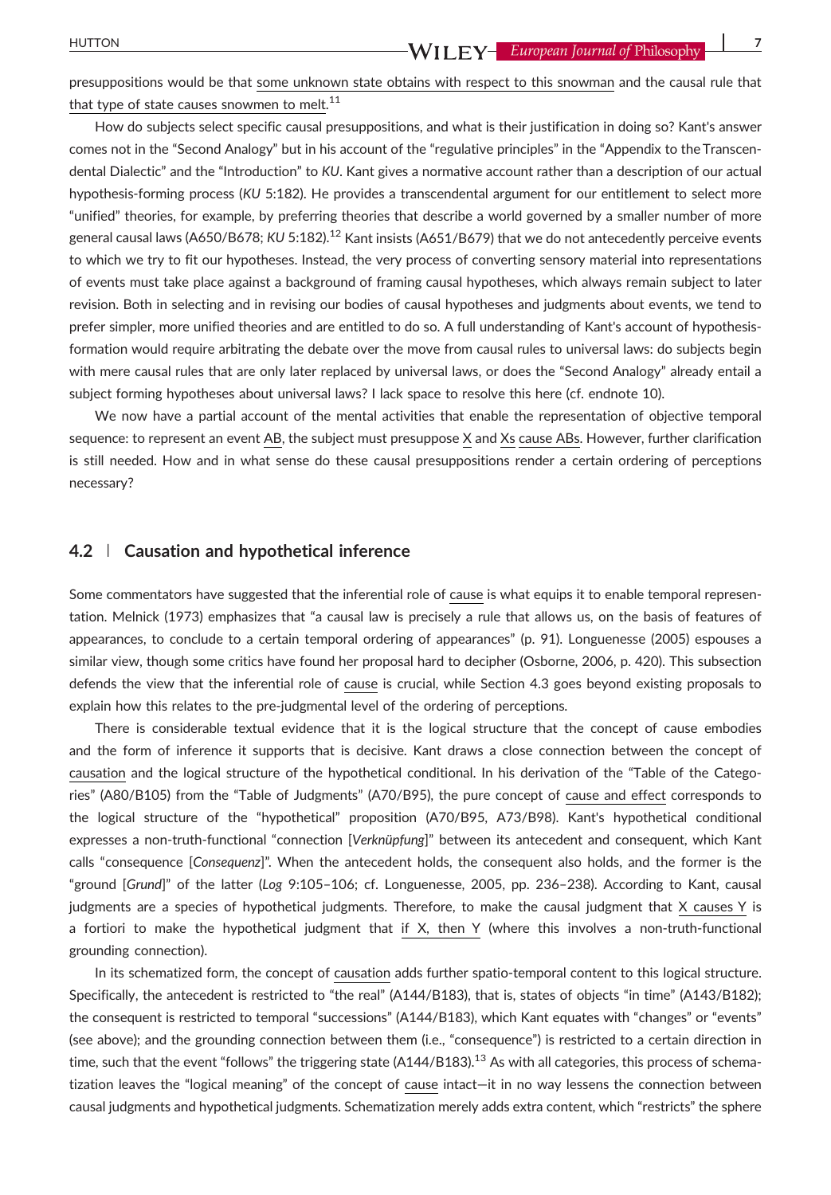presuppositions would be that some unknown state obtains with respect to this snowman and the causal rule that that type of state causes snowmen to melt.[11]

How do subjects select specific causal presuppositions, and what is their justification in doing so? Kant's answer comes not in the "Second Analogy" but in his account of the "regulative principles" in the "Appendix to the Transcendental Dialectic" and the "Introduction" to *KU*. Kant gives a normative account rather than a description of our actual hypothesis-forming process (*KU* 5:182). He provides a transcendental argument for our entitlement to select more "unified" theories, for example, by preferring theories that describe a world governed by a smaller number of more general causal laws (A650/B678; *KU* 5:182).[12] Kant insists (A651/B679) that we do not antecedently perceive events to which we try to fit our hypotheses. Instead, the very process of converting sensory material into representations of events must take place against a background of framing causal hypotheses, which always remain subject to later revision. Both in selecting and in revising our bodies of causal hypotheses and judgments about events, we tend to prefer simpler, more unified theories and are entitled to do so. A full understanding of Kant's account of hypothesis-formation would require arbitrating the debate over the move from causal rules to universal laws: do subjects begin with mere causal rules that are only later replaced by universal laws, or does the "Second Analogy" already entail a subject forming hypotheses about universal laws? I lack space to resolve this here (cf. endnote 10).

We now have a partial account of the mental activities that enable the representation of objective temporal sequence: to represent an event AB, the subject must presuppose X and Xs cause ABs. However, further clarification is still needed. How and in what sense do these causal presuppositions render a certain ordering of perceptions necessary?

## 4.2 | Causation and hypothetical inference

Some commentators have suggested that the inferential role of cause is what equips it to enable temporal representation. Melnick (1973) emphasizes that "a causal law is precisely a rule that allows us, on the basis of features of appearances, to conclude to a certain temporal ordering of appearances" (p. 91). Longuenesse (2005) espouses a similar view, though some critics have found her proposal hard to decipher (Osborne, 2006, p. 420). This subsection defends the view that the inferential role of cause is crucial, while Section 4.3 goes beyond existing proposals to explain how this relates to the pre-judgmental level of the ordering of perceptions.

There is considerable textual evidence that it is the logical structure that the concept of cause embodies and the form of inference it supports that is decisive. Kant draws a close connection between the concept of causation and the logical structure of the hypothetical conditional. In his derivation of the "Table of the Categories" (A80/B105) from the "Table of Judgments" (A70/B95), the pure concept of cause and effect corresponds to the logical structure of the "hypothetical" proposition (A70/B95, A73/B98). Kant's hypothetical conditional expresses a non-truth-functional "connection [*Verknüpfung*]" between its antecedent and consequent, which Kant calls "consequence [*Consequenz*]". When the antecedent holds, the consequent also holds, and the former is the "ground [*Grund*]" of the latter (*Log* 9:105–106; cf. Longuenesse, 2005, pp. 236–238). According to Kant, causal judgments are a species of hypothetical judgments. Therefore, to make the causal judgment that X causes Y is a fortiori to make the hypothetical judgment that if X, then Y (where this involves a non-truth-functional grounding connection).

In its schematized form, the concept of causation adds further spatio-temporal content to this logical structure. Specifically, the antecedent is restricted to "the real" (A144/B183), that is, states of objects "in time" (A143/B182); the consequent is restricted to temporal "successions" (A144/B183), which Kant equates with "changes" or "events" (see above); and the grounding connection between them (i.e., "consequence") is restricted to a certain direction in time, such that the event "follows" the triggering state (A144/B183).[13] As with all categories, this process of schematization leaves the "logical meaning" of the concept of cause intact—it in no way lessens the connection between causal judgments and hypothetical judgments. Schematization merely adds extra content, which "restricts" the sphere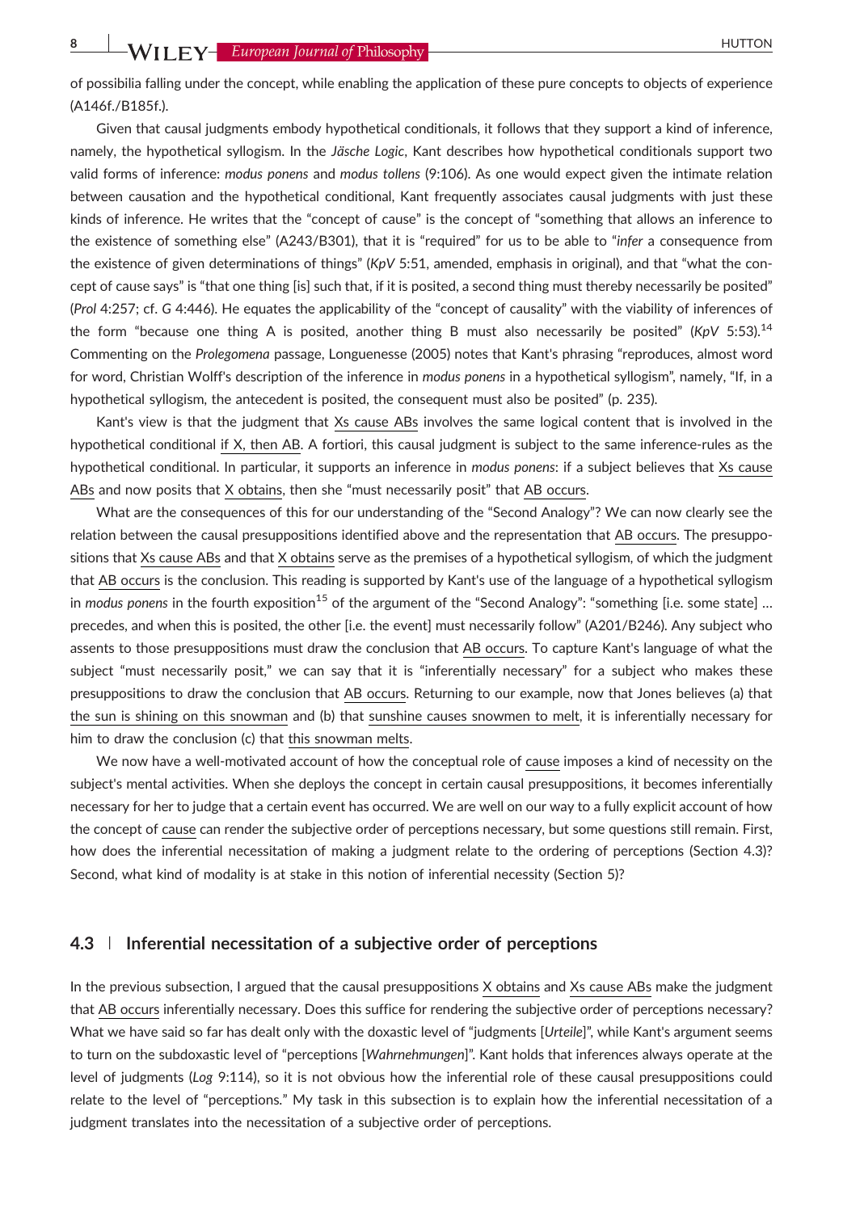of possibilia falling under the concept, while enabling the application of these pure concepts to objects of experience (A146f./B185f.).

Given that causal judgments embody hypothetical conditionals, it follows that they support a kind of inference, namely, the hypothetical syllogism. In the *Jäsche Logic*, Kant describes how hypothetical conditionals support two valid forms of inference: *modus ponens* and *modus tollens* (9:106). As one would expect given the intimate relation between causation and the hypothetical conditional, Kant frequently associates causal judgments with just these kinds of inference. He writes that the "concept of cause" is the concept of "something that allows an inference to the existence of something else" (A243/B301), that it is "required" for us to be able to "*infer* a consequence from the existence of given determinations of things" (*KpV* 5:51, amended, emphasis in original), and that "what the concept of cause says" is "that one thing [is] such that, if it is posited, a second thing must thereby necessarily be posited" (*Prol* 4:257; cf. *G* 4:446). He equates the applicability of the "concept of causality" with the viability of inferences of the form "because one thing A is posited, another thing B must also necessarily be posited" (*KpV* 5:53).[14] Commenting on the *Prolegomena* passage, Longuenesse (2005) notes that Kant's phrasing "reproduces, almost word for word, Christian Wolff's description of the inference in *modus ponens* in a hypothetical syllogism", namely, "If, in a hypothetical syllogism, the antecedent is posited, the consequent must also be posited" (p. 235).

Kant's view is that the judgment that <u>Xs cause ABs</u> involves the same logical content that is involved in the hypothetical conditional <u>if X, then AB</u>. A fortiori, this causal judgment is subject to the same inference-rules as the hypothetical conditional. In particular, it supports an inference in *modus ponens*: if a subject believes that <u>Xs cause ABs</u> and now posits that <u>X obtains</u>, then she "must necessarily posit" that <u>AB occurs</u>.

What are the consequences of this for our understanding of the "Second Analogy"? We can now clearly see the relation between the causal presuppositions identified above and the representation that <u>AB occurs</u>. The presuppositions that <u>Xs cause ABs</u> and that <u>X obtains</u> serve as the premises of a hypothetical syllogism, of which the judgment that <u>AB occurs</u> is the conclusion. This reading is supported by Kant's use of the language of a hypothetical syllogism in *modus ponens* in the fourth exposition[15] of the argument of the "Second Analogy": "something [i.e. some state] … precedes, and when this is posited, the other [i.e. the event] must necessarily follow" (A201/B246). Any subject who assents to those presuppositions must draw the conclusion that <u>AB occurs</u>. To capture Kant's language of what the subject "must necessarily posit," we can say that it is "inferentially necessary" for a subject who makes these presuppositions to draw the conclusion that <u>AB occurs</u>. Returning to our example, now that Jones believes (a) that <u>the sun is shining on this snowman</u> and (b) that <u>sunshine causes snowmen to melt</u>, it is inferentially necessary for him to draw the conclusion (c) that <u>this snowman melts</u>.

We now have a well-motivated account of how the conceptual role of <u>cause</u> imposes a kind of necessity on the subject's mental activities. When she deploys the concept in certain causal presuppositions, it becomes inferentially necessary for her to judge that a certain event has occurred. We are well on our way to a fully explicit account of how the concept of <u>cause</u> can render the subjective order of perceptions necessary, but some questions still remain. First, how does the inferential necessitation of making a judgment relate to the ordering of perceptions (Section 4.3)? Second, what kind of modality is at stake in this notion of inferential necessity (Section 5)?

### 4.3 | Inferential necessitation of a subjective order of perceptions

In the previous subsection, I argued that the causal presuppositions <u>X obtains</u> and <u>Xs cause ABs</u> make the judgment that <u>AB occurs</u> inferentially necessary. Does this suffice for rendering the subjective order of perceptions necessary? What we have said so far has dealt only with the doxastic level of "judgments [*Urteile*]", while Kant's argument seems to turn on the subdoxastic level of "perceptions [*Wahrnehmungen*]". Kant holds that inferences always operate at the level of judgments (*Log* 9:114), so it is not obvious how the inferential role of these causal presuppositions could relate to the level of "perceptions." My task in this subsection is to explain how the inferential necessitation of a judgment translates into the necessitation of a subjective order of perceptions.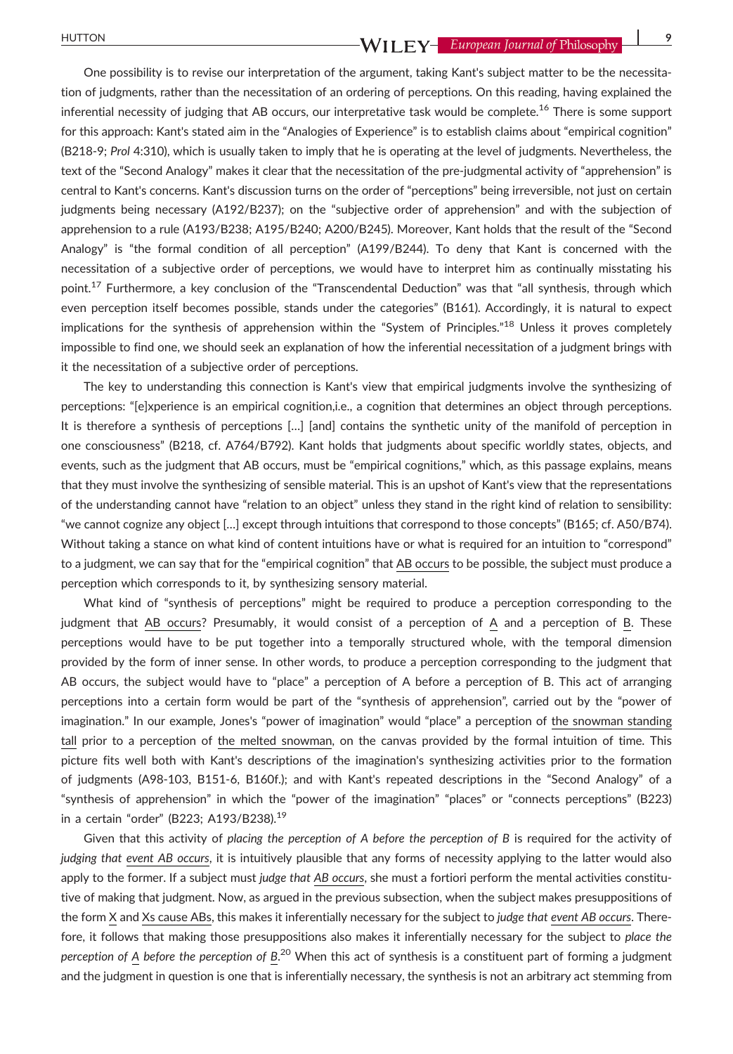One possibility is to revise our interpretation of the argument, taking Kant's subject matter to be the necessitation of judgments, rather than the necessitation of an ordering of perceptions. On this reading, having explained the inferential necessity of judging that AB occurs, our interpretative task would be complete.[16] There is some support for this approach: Kant's stated aim in the "Analogies of Experience" is to establish claims about "empirical cognition" (B218-9; *Prol* 4:310), which is usually taken to imply that he is operating at the level of judgments. Nevertheless, the text of the "Second Analogy" makes it clear that the necessitation of the pre-judgmental activity of "apprehension" is central to Kant's concerns. Kant's discussion turns on the order of "perceptions" being irreversible, not just on certain judgments being necessary (A192/B237); on the "subjective order of apprehension" and with the subjection of apprehension to a rule (A193/B238; A195/B240; A200/B245). Moreover, Kant holds that the result of the "Second Analogy" is "the formal condition of all perception" (A199/B244). To deny that Kant is concerned with the necessitation of a subjective order of perceptions, we would have to interpret him as continually misstating his point.[17] Furthermore, a key conclusion of the "Transcendental Deduction" was that "all synthesis, through which even perception itself becomes possible, stands under the categories" (B161). Accordingly, it is natural to expect implications for the synthesis of apprehension within the "System of Principles."[18] Unless it proves completely impossible to find one, we should seek an explanation of how the inferential necessitation of a judgment brings with it the necessitation of a subjective order of perceptions.

The key to understanding this connection is Kant's view that empirical judgments involve the synthesizing of perceptions: "[e]xperience is an empirical cognition,i.e., a cognition that determines an object through perceptions. It is therefore a synthesis of perceptions […] [and] contains the synthetic unity of the manifold of perception in one consciousness" (B218, cf. A764/B792). Kant holds that judgments about specific worldly states, objects, and events, such as the judgment that AB occurs, must be "empirical cognitions," which, as this passage explains, means that they must involve the synthesizing of sensible material. This is an upshot of Kant's view that the representations of the understanding cannot have "relation to an object" unless they stand in the right kind of relation to sensibility: "we cannot cognize any object […] except through intuitions that correspond to those concepts" (B165; cf. A50/B74). Without taking a stance on what kind of content intuitions have or what is required for an intuition to "correspond" to a judgment, we can say that for the "empirical cognition" that <u>AB occurs</u> to be possible, the subject must produce a perception which corresponds to it, by synthesizing sensory material.

What kind of "synthesis of perceptions" might be required to produce a perception corresponding to the judgment that <u>AB occurs</u>? Presumably, it would consist of a perception of <u>A</u> and a perception of <u>B</u>. These perceptions would have to be put together into a temporally structured whole, with the temporal dimension provided by the form of inner sense. In other words, to produce a perception corresponding to the judgment that AB occurs, the subject would have to "place" a perception of A before a perception of B. This act of arranging perceptions into a certain form would be part of the "synthesis of apprehension", carried out by the "power of imagination." In our example, Jones's "power of imagination" would "place" a perception of <u>the snowman standing tall</u> prior to a perception of <u>the melted snowman</u>, on the canvas provided by the formal intuition of time. This picture fits well both with Kant's descriptions of the imagination's synthesizing activities prior to the formation of judgments (A98-103, B151-6, B160f.); and with Kant's repeated descriptions in the "Second Analogy" of a "synthesis of apprehension" in which the "power of the imagination" "places" or "connects perceptions" (B223) in a certain "order" (B223; A193/B238).[19]

Given that this activity of *placing the perception of A before the perception of B* is required for the activity of *judging that <u>event AB occurs</u>*, it is intuitively plausible that any forms of necessity applying to the latter would also apply to the former. If a subject must *judge that <u>AB occurs</u>*, she must a fortiori perform the mental activities constitutive of making that judgment. Now, as argued in the previous subsection, when the subject makes presuppositions of the form <u>X</u> and <u>Xs cause ABs</u>, this makes it inferentially necessary for the subject to *judge that <u>event AB occurs</u>*. Therefore, it follows that making those presuppositions also makes it inferentially necessary for the subject to *place the perception of <u>A</u> before the perception of <u>B</u>*.[20] When this act of synthesis is a constituent part of forming a judgment and the judgment in question is one that is inferentially necessary, the synthesis is not an arbitrary act stemming from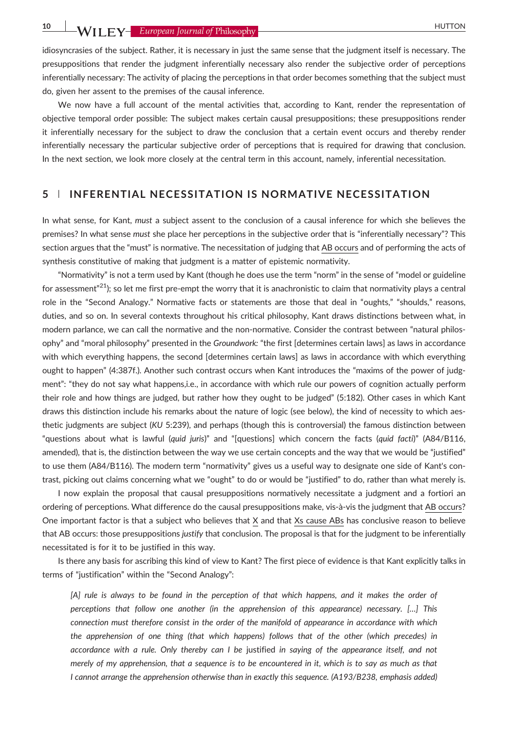idiosyncrasies of the subject. Rather, it is necessary in just the same sense that the judgment itself is necessary. The presuppositions that render the judgment inferentially necessary also render the subjective order of perceptions inferentially necessary: The activity of placing the perceptions in that order becomes something that the subject must do, given her assent to the premises of the causal inference.

We now have a full account of the mental activities that, according to Kant, render the representation of objective temporal order possible: The subject makes certain causal presuppositions; these presuppositions render it inferentially necessary for the subject to draw the conclusion that a certain event occurs and thereby render inferentially necessary the particular subjective order of perceptions that is required for drawing that conclusion. In the next section, we look more closely at the central term in this account, namely, inferential necessitation.

## 5 | INFERENTIAL NECESSITATION IS NORMATIVE NECESSITATION

In what sense, for Kant, *must* a subject assent to the conclusion of a causal inference for which she believes the premises? In what sense *must* she place her perceptions in the subjective order that is "inferentially necessary"? This section argues that the "must" is normative. The necessitation of judging that AB occurs and of performing the acts of synthesis constitutive of making that judgment is a matter of epistemic normativity.

"Normativity" is not a term used by Kant (though he does use the term "norm" in the sense of "model or guideline for assessment"[21]); so let me first pre-empt the worry that it is anachronistic to claim that normativity plays a central role in the "Second Analogy." Normative facts or statements are those that deal in "oughts," "shoulds," reasons, duties, and so on. In several contexts throughout his critical philosophy, Kant draws distinctions between what, in modern parlance, we can call the normative and the non-normative. Consider the contrast between "natural philosophy" and "moral philosophy" presented in the *Groundwork:* "the first [determines certain laws] as laws in accordance with which everything happens, the second [determines certain laws] as laws in accordance with which everything ought to happen" (4:387f.). Another such contrast occurs when Kant introduces the "maxims of the power of judgment": "they do not say what happens,i.e., in accordance with which rule our powers of cognition actually perform their role and how things are judged, but rather how they ought to be judged" (5:182). Other cases in which Kant draws this distinction include his remarks about the nature of logic (see below), the kind of necessity to which aesthetic judgments are subject (*KU* 5:239), and perhaps (though this is controversial) the famous distinction between "questions about what is lawful (*quid juris*)" and "[questions] which concern the facts (*quid facti*)" (A84/B116, amended), that is, the distinction between the way we use certain concepts and the way that we would be "justified" to use them (A84/B116). The modern term "normativity" gives us a useful way to designate one side of Kant's contrast, picking out claims concerning what we "ought" to do or would be "justified" to do, rather than what merely is.

I now explain the proposal that causal presuppositions normatively necessitate a judgment and a fortiori an ordering of perceptions. What difference do the causal presuppositions make, vis-à-vis the judgment that AB occurs? One important factor is that a subject who believes that X and that Xs cause ABs has conclusive reason to believe that AB occurs: those presuppositions *justify* that conclusion. The proposal is that for the judgment to be inferentially necessitated is for it to be justified in this way.

Is there any basis for ascribing this kind of view to Kant? The first piece of evidence is that Kant explicitly talks in terms of "justification" within the "Second Analogy":

> *[A] rule is always to be found in the perception of that which happens, and it makes the order of perceptions that follow one another (in the apprehension of this appearance) necessary. [...] This connection must therefore consist in the order of the manifold of appearance in accordance with which the apprehension of one thing (that which happens) follows that of the other (which precedes) in accordance with a rule. Only thereby can I be* justified *in saying of the appearance itself, and not merely of my apprehension, that a sequence is to be encountered in it, which is to say as much as that I cannot arrange the apprehension otherwise than in exactly this sequence. (A193/B238, emphasis added)*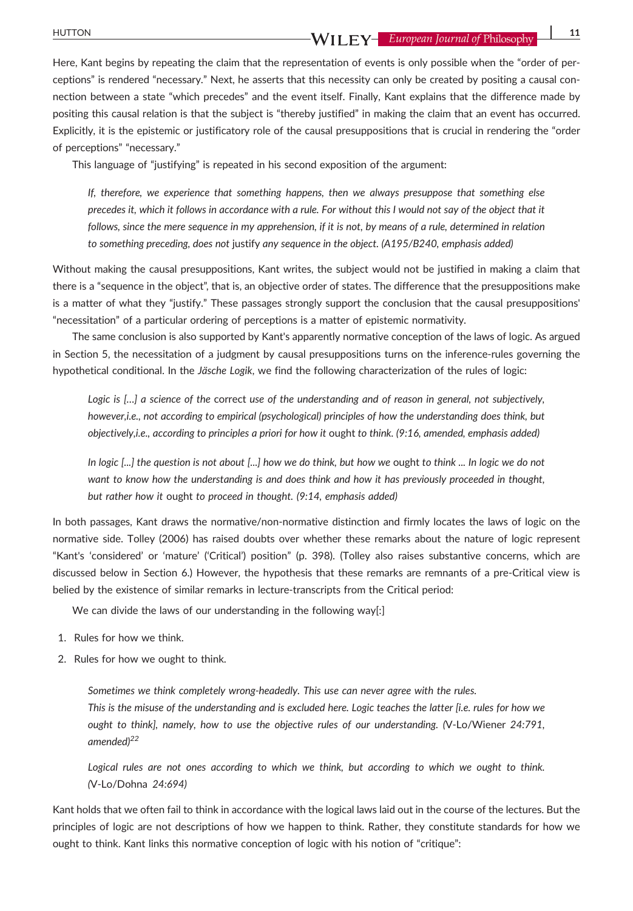Here, Kant begins by repeating the claim that the representation of events is only possible when the "order of perceptions" is rendered "necessary." Next, he asserts that this necessity can only be created by positing a causal connection between a state "which precedes" and the event itself. Finally, Kant explains that the difference made by positing this causal relation is that the subject is "thereby justified" in making the claim that an event has occurred. Explicitly, it is the epistemic or justificatory role of the causal presuppositions that is crucial in rendering the "order of perceptions" "necessary."

This language of "justifying" is repeated in his second exposition of the argument:

> *If, therefore, we experience that something happens, then we always presuppose that something else precedes it, which it follows in accordance with a rule. For without this I would not say of the object that it follows, since the mere sequence in my apprehension, if it is not, by means of a rule, determined in relation to something preceding, does not* justify *any sequence in the object. (A195/B240, emphasis added)*

Without making the causal presuppositions, Kant writes, the subject would not be justified in making a claim that there is a "sequence in the object", that is, an objective order of states. The difference that the presuppositions make is a matter of what they "justify." These passages strongly support the conclusion that the causal presuppositions' "necessitation" of a particular ordering of perceptions is a matter of epistemic normativity.

The same conclusion is also supported by Kant's apparently normative conception of the laws of logic. As argued in Section 5, the necessitation of a judgment by causal presuppositions turns on the inference-rules governing the hypothetical conditional. In the *Jäsche Logik*, we find the following characterization of the rules of logic:

> *Logic is [...] a science of the* correct *use of the understanding and of reason in general, not subjectively, however,i.e., not according to empirical (psychological) principles of how the understanding does think, but objectively,i.e., according to principles a priori for how it* ought *to think. (9:16, amended, emphasis added)*

> *In logic [...] the question is not about [...] how we do think, but how we* ought *to think ... In logic we do not want to know how the understanding is and does think and how it has previously proceeded in thought, but rather how it* ought *to proceed in thought. (9:14, emphasis added)*

In both passages, Kant draws the normative/non-normative distinction and firmly locates the laws of logic on the normative side. Tolley (2006) has raised doubts over whether these remarks about the nature of logic represent "Kant's 'considered' or 'mature' ('Critical') position" (p. 398). (Tolley also raises substantive concerns, which are discussed below in Section 6.) However, the hypothesis that these remarks are remnants of a pre-Critical view is belied by the existence of similar remarks in lecture-transcripts from the Critical period:

> We can divide the laws of our understanding in the following way[:]
>
> 1. Rules for how we think.
> 2. Rules for how we ought to think.
>
> *Sometimes we think completely wrong-headedly. This use can never agree with the rules. This is the misuse of the understanding and is excluded here. Logic teaches the latter [i.e. rules for how we ought to think], namely, how to use the objective rules of our understanding. (*V-Lo/Wiener *24:791, amended)*[22]

> *Logical rules are not ones according to which we think, but according to which we ought to think. (*V-Lo/Dohna *24:694)*

Kant holds that we often fail to think in accordance with the logical laws laid out in the course of the lectures. But the principles of logic are not descriptions of how we happen to think. Rather, they constitute standards for how we ought to think. Kant links this normative conception of logic with his notion of "critique":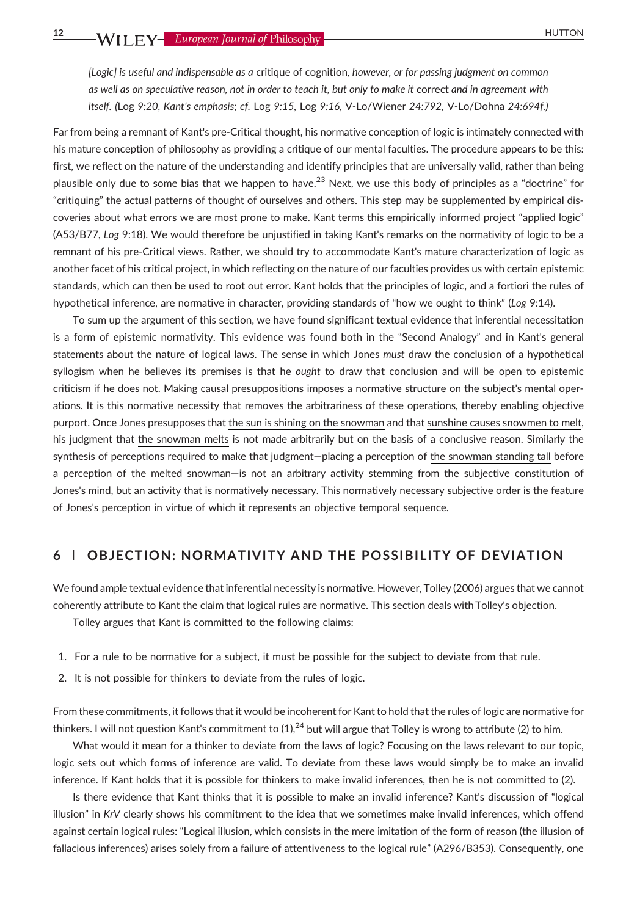*[Logic] is useful and indispensable as a* critique of cognition*, however, or for passing judgment on common as well as on speculative reason, not in order to teach it, but only to make it* correct *and in agreement with itself. (*Log *9:20, Kant's emphasis; cf.* Log *9:15,* Log *9:16,* V-Lo/Wiener *24:792,* V-Lo/Dohna *24:694f.)*

Far from being a remnant of Kant's pre-Critical thought, his normative conception of logic is intimately connected with his mature conception of philosophy as providing a critique of our mental faculties. The procedure appears to be this: first, we reflect on the nature of the understanding and identify principles that are universally valid, rather than being plausible only due to some bias that we happen to have.[23] Next, we use this body of principles as a "doctrine" for "critiquing" the actual patterns of thought of ourselves and others. This step may be supplemented by empirical discoveries about what errors we are most prone to make. Kant terms this empirically informed project "applied logic" (A53/B77, *Log* 9:18). We would therefore be unjustified in taking Kant's remarks on the normativity of logic to be a remnant of his pre-Critical views. Rather, we should try to accommodate Kant's mature characterization of logic as another facet of his critical project, in which reflecting on the nature of our faculties provides us with certain epistemic standards, which can then be used to root out error. Kant holds that the principles of logic, and a fortiori the rules of hypothetical inference, are normative in character, providing standards of "how we ought to think" (*Log* 9:14).

To sum up the argument of this section, we have found significant textual evidence that inferential necessitation is a form of epistemic normativity. This evidence was found both in the "Second Analogy" and in Kant's general statements about the nature of logical laws. The sense in which Jones *must* draw the conclusion of a hypothetical syllogism when he believes its premises is that he *ought* to draw that conclusion and will be open to epistemic criticism if he does not. Making causal presuppositions imposes a normative structure on the subject's mental operations. It is this normative necessity that removes the arbitrariness of these operations, thereby enabling objective purport. Once Jones presupposes that <u>the sun is shining on the snowman</u> and that <u>sunshine causes snowmen to melt</u>, his judgment that <u>the snowman melts</u> is not made arbitrarily but on the basis of a conclusive reason. Similarly the synthesis of perceptions required to make that judgment—placing a perception of <u>the snowman standing tall</u> before a perception of <u>the melted snowman</u>—is not an arbitrary activity stemming from the subjective constitution of Jones's mind, but an activity that is normatively necessary. This normatively necessary subjective order is the feature of Jones's perception in virtue of which it represents an objective temporal sequence.

## 6 | OBJECTION: NORMATIVITY AND THE POSSIBILITY OF DEVIATION

We found ample textual evidence that inferential necessity is normative. However, Tolley (2006) argues that we cannot coherently attribute to Kant the claim that logical rules are normative. This section deals with Tolley's objection.

Tolley argues that Kant is committed to the following claims:

1. For a rule to be normative for a subject, it must be possible for the subject to deviate from that rule.
2. It is not possible for thinkers to deviate from the rules of logic.

From these commitments, it follows that it would be incoherent for Kant to hold that the rules of logic are normative for thinkers. I will not question Kant's commitment to (1),[24] but will argue that Tolley is wrong to attribute (2) to him.

What would it mean for a thinker to deviate from the laws of logic? Focusing on the laws relevant to our topic, logic sets out which forms of inference are valid. To deviate from these laws would simply be to make an invalid inference. If Kant holds that it is possible for thinkers to make invalid inferences, then he is not committed to (2).

Is there evidence that Kant thinks that it is possible to make an invalid inference? Kant's discussion of "logical illusion" in *KrV* clearly shows his commitment to the idea that we sometimes make invalid inferences, which offend against certain logical rules: "Logical illusion, which consists in the mere imitation of the form of reason (the illusion of fallacious inferences) arises solely from a failure of attentiveness to the logical rule" (A296/B353). Consequently, one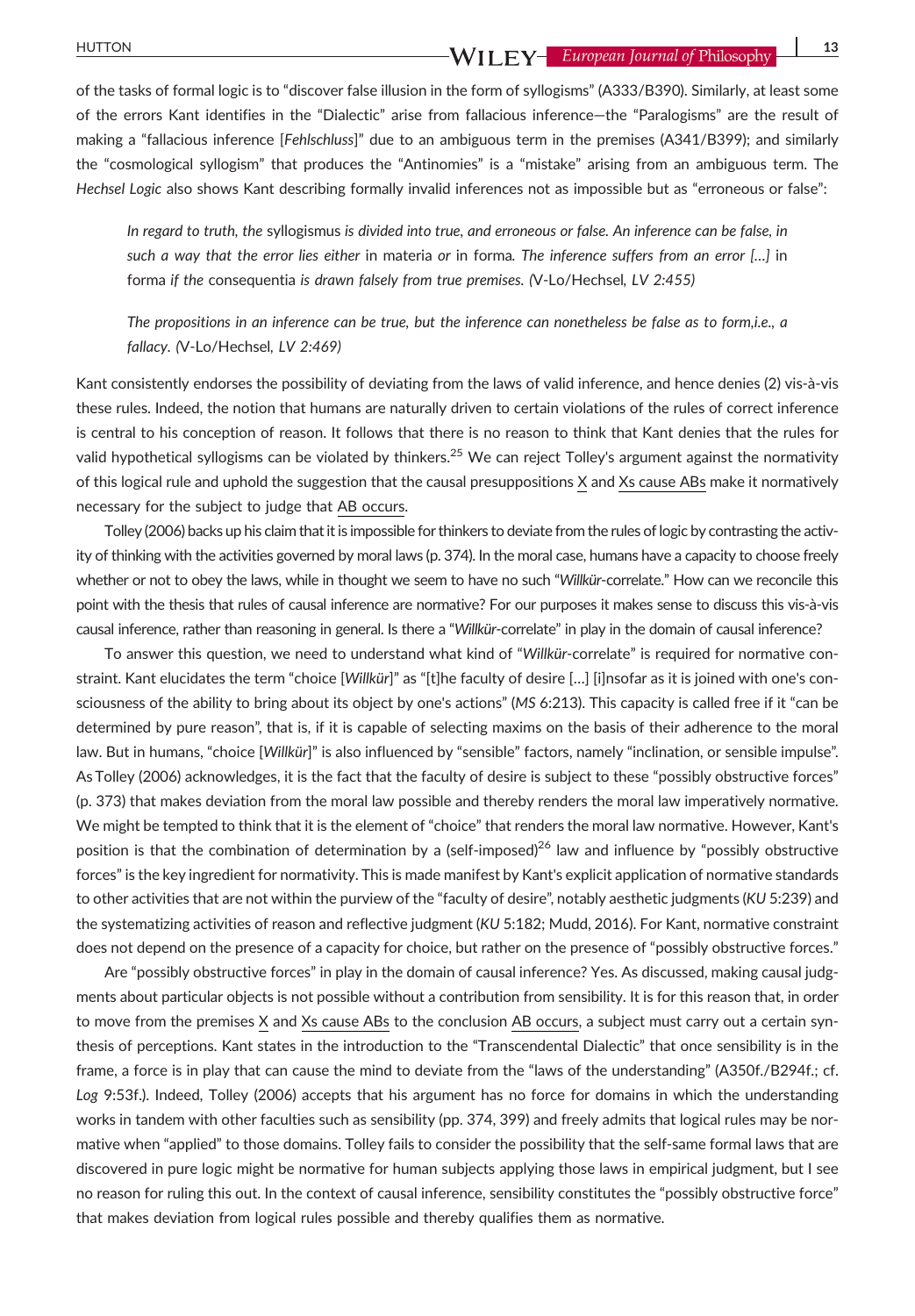of the tasks of formal logic is to "discover false illusion in the form of syllogisms" (A333/B390). Similarly, at least some of the errors Kant identifies in the "Dialectic" arise from fallacious inference—the "Paralogisms" are the result of making a "fallacious inference [*Fehlschluss*]" due to an ambiguous term in the premises (A341/B399); and similarly the "cosmological syllogism" that produces the "Antinomies" is a "mistake" arising from an ambiguous term. The *Hechsel Logic* also shows Kant describing formally invalid inferences not as impossible but as "erroneous or false":

> *In regard to truth, the* syllogismus *is divided into true, and erroneous or false. An inference can be false, in such a way that the error lies either* in materia *or* in forma*. The inference suffers from an error [...]* in forma *if the* consequentia *is drawn falsely from true premises. (*V-Lo/Hechsel*, LV 2:455)*

> *The propositions in an inference can be true, but the inference can nonetheless be false as to form,i.e., a fallacy. (*V-Lo/Hechsel*, LV 2:469)*

Kant consistently endorses the possibility of deviating from the laws of valid inference, and hence denies (2) vis-à-vis these rules. Indeed, the notion that humans are naturally driven to certain violations of the rules of correct inference is central to his conception of reason. It follows that there is no reason to think that Kant denies that the rules for valid hypothetical syllogisms can be violated by thinkers.[25] We can reject Tolley's argument against the normativity of this logical rule and uphold the suggestion that the causal presuppositions X and Xs cause ABs make it normatively necessary for the subject to judge that AB occurs.

Tolley (2006) backs up his claim that it is impossible for thinkers to deviate from the rules of logic by contrasting the activity of thinking with the activities governed by moral laws (p. 374). In the moral case, humans have a capacity to choose freely whether or not to obey the laws, while in thought we seem to have no such "*Willkür*-correlate." How can we reconcile this point with the thesis that rules of causal inference are normative? For our purposes it makes sense to discuss this vis-à-vis causal inference, rather than reasoning in general. Is there a "*Willkür*-correlate" in play in the domain of causal inference?

To answer this question, we need to understand what kind of "*Willkür*-correlate" is required for normative constraint. Kant elucidates the term "choice [*Willkür*]" as "[t]he faculty of desire [...] [i]nsofar as it is joined with one's consciousness of the ability to bring about its object by one's actions" (*MS* 6:213). This capacity is called free if it "can be determined by pure reason", that is, if it is capable of selecting maxims on the basis of their adherence to the moral law. But in humans, "choice [*Willkür*]" is also influenced by "sensible" factors, namely "inclination, or sensible impulse". As Tolley (2006) acknowledges, it is the fact that the faculty of desire is subject to these "possibly obstructive forces" (p. 373) that makes deviation from the moral law possible and thereby renders the moral law imperatively normative. We might be tempted to think that it is the element of "choice" that renders the moral law normative. However, Kant's position is that the combination of determination by a (self-imposed)[26] law and influence by "possibly obstructive forces" is the key ingredient for normativity. This is made manifest by Kant's explicit application of normative standards to other activities that are not within the purview of the "faculty of desire", notably aesthetic judgments (*KU* 5:239) and the systematizing activities of reason and reflective judgment (*KU* 5:182; Mudd, 2016). For Kant, normative constraint does not depend on the presence of a capacity for choice, but rather on the presence of "possibly obstructive forces."

Are "possibly obstructive forces" in play in the domain of causal inference? Yes. As discussed, making causal judgments about particular objects is not possible without a contribution from sensibility. It is for this reason that, in order to move from the premises X and Xs cause ABs to the conclusion AB occurs, a subject must carry out a certain synthesis of perceptions. Kant states in the introduction to the "Transcendental Dialectic" that once sensibility is in the frame, a force is in play that can cause the mind to deviate from the "laws of the understanding" (A350f./B294f.; cf. *Log* 9:53f.). Indeed, Tolley (2006) accepts that his argument has no force for domains in which the understanding works in tandem with other faculties such as sensibility (pp. 374, 399) and freely admits that logical rules may be normative when "applied" to those domains. Tolley fails to consider the possibility that the self-same formal laws that are discovered in pure logic might be normative for human subjects applying those laws in empirical judgment, but I see no reason for ruling this out. In the context of causal inference, sensibility constitutes the "possibly obstructive force" that makes deviation from logical rules possible and thereby qualifies them as normative.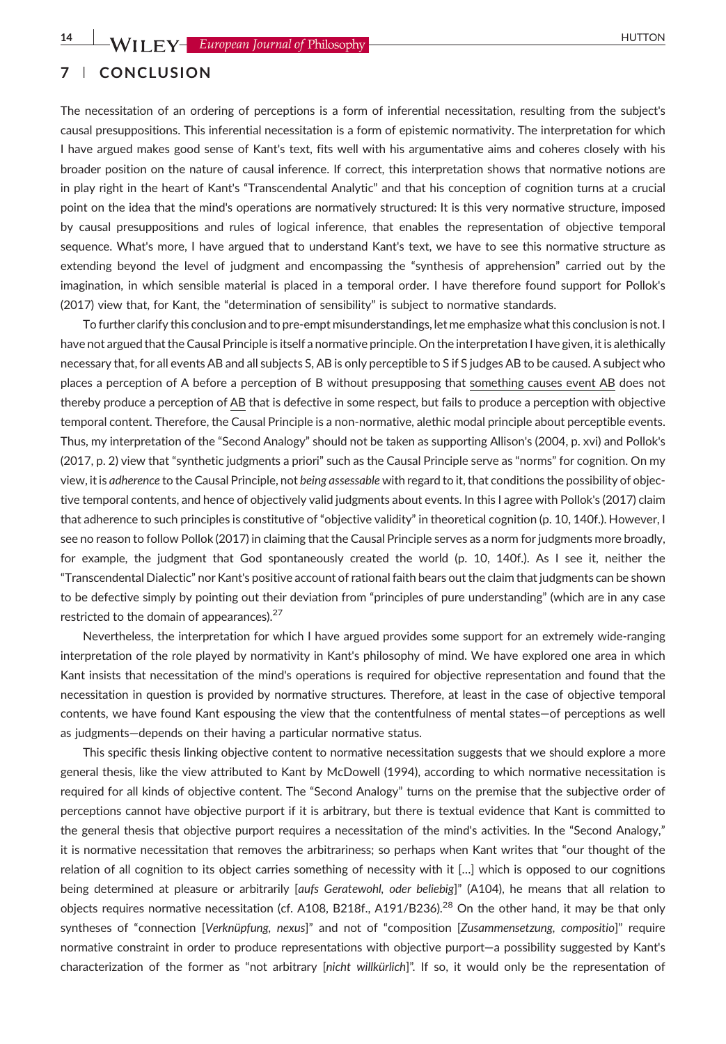## 7 | CONCLUSION

The necessitation of an ordering of perceptions is a form of inferential necessitation, resulting from the subject's causal presuppositions. This inferential necessitation is a form of epistemic normativity. The interpretation for which I have argued makes good sense of Kant's text, fits well with his argumentative aims and coheres closely with his broader position on the nature of causal inference. If correct, this interpretation shows that normative notions are in play right in the heart of Kant's "Transcendental Analytic" and that his conception of cognition turns at a crucial point on the idea that the mind's operations are normatively structured: It is this very normative structure, imposed by causal presuppositions and rules of logical inference, that enables the representation of objective temporal sequence. What's more, I have argued that to understand Kant's text, we have to see this normative structure as extending beyond the level of judgment and encompassing the "synthesis of apprehension" carried out by the imagination, in which sensible material is placed in a temporal order. I have therefore found support for Pollok's (2017) view that, for Kant, the "determination of sensibility" is subject to normative standards.

To further clarify this conclusion and to pre-empt misunderstandings, let me emphasize what this conclusion is not. I have not argued that the Causal Principle is itself a normative principle. On the interpretation I have given, it is alethically necessary that, for all events AB and all subjects S, AB is only perceptible to S if S judges AB to be caused. A subject who places a perception of A before a perception of B without presupposing that something causes event AB does not thereby produce a perception of AB that is defective in some respect, but fails to produce a perception with objective temporal content. Therefore, the Causal Principle is a non-normative, alethic modal principle about perceptible events. Thus, my interpretation of the "Second Analogy" should not be taken as supporting Allison's (2004, p. xvi) and Pollok's (2017, p. 2) view that "synthetic judgments a priori" such as the Causal Principle serve as "norms" for cognition. On my view, it is *adherence* to the Causal Principle, not *being assessable* with regard to it, that conditions the possibility of objective temporal contents, and hence of objectively valid judgments about events. In this I agree with Pollok's (2017) claim that adherence to such principles is constitutive of "objective validity" in theoretical cognition (p. 10, 140f.). However, I see no reason to follow Pollok (2017) in claiming that the Causal Principle serves as a norm for judgments more broadly, for example, the judgment that God spontaneously created the world (p. 10, 140f.). As I see it, neither the "Transcendental Dialectic" nor Kant's positive account of rational faith bears out the claim that judgments can be shown to be defective simply by pointing out their deviation from "principles of pure understanding" (which are in any case restricted to the domain of appearances).[27]

Nevertheless, the interpretation for which I have argued provides some support for an extremely wide-ranging interpretation of the role played by normativity in Kant's philosophy of mind. We have explored one area in which Kant insists that necessitation of the mind's operations is required for objective representation and found that the necessitation in question is provided by normative structures. Therefore, at least in the case of objective temporal contents, we have found Kant espousing the view that the contentfulness of mental states—of perceptions as well as judgments—depends on their having a particular normative status.

This specific thesis linking objective content to normative necessitation suggests that we should explore a more general thesis, like the view attributed to Kant by McDowell (1994), according to which normative necessitation is required for all kinds of objective content. The "Second Analogy" turns on the premise that the subjective order of perceptions cannot have objective purport if it is arbitrary, but there is textual evidence that Kant is committed to the general thesis that objective purport requires a necessitation of the mind's activities. In the "Second Analogy," it is normative necessitation that removes the arbitrariness; so perhaps when Kant writes that "our thought of the relation of all cognition to its object carries something of necessity with it […] which is opposed to our cognitions being determined at pleasure or arbitrarily [*aufs Geratewohl, oder beliebig*]" (A104), he means that all relation to objects requires normative necessitation (cf. A108, B218f., A191/B236).[28] On the other hand, it may be that only syntheses of "connection [*Verknüpfung, nexus*]" and not of "composition [*Zusammensetzung, compositio*]" require normative constraint in order to produce representations with objective purport—a possibility suggested by Kant's characterization of the former as "not arbitrary [*nicht willkürlich*]". If so, it would only be the representation of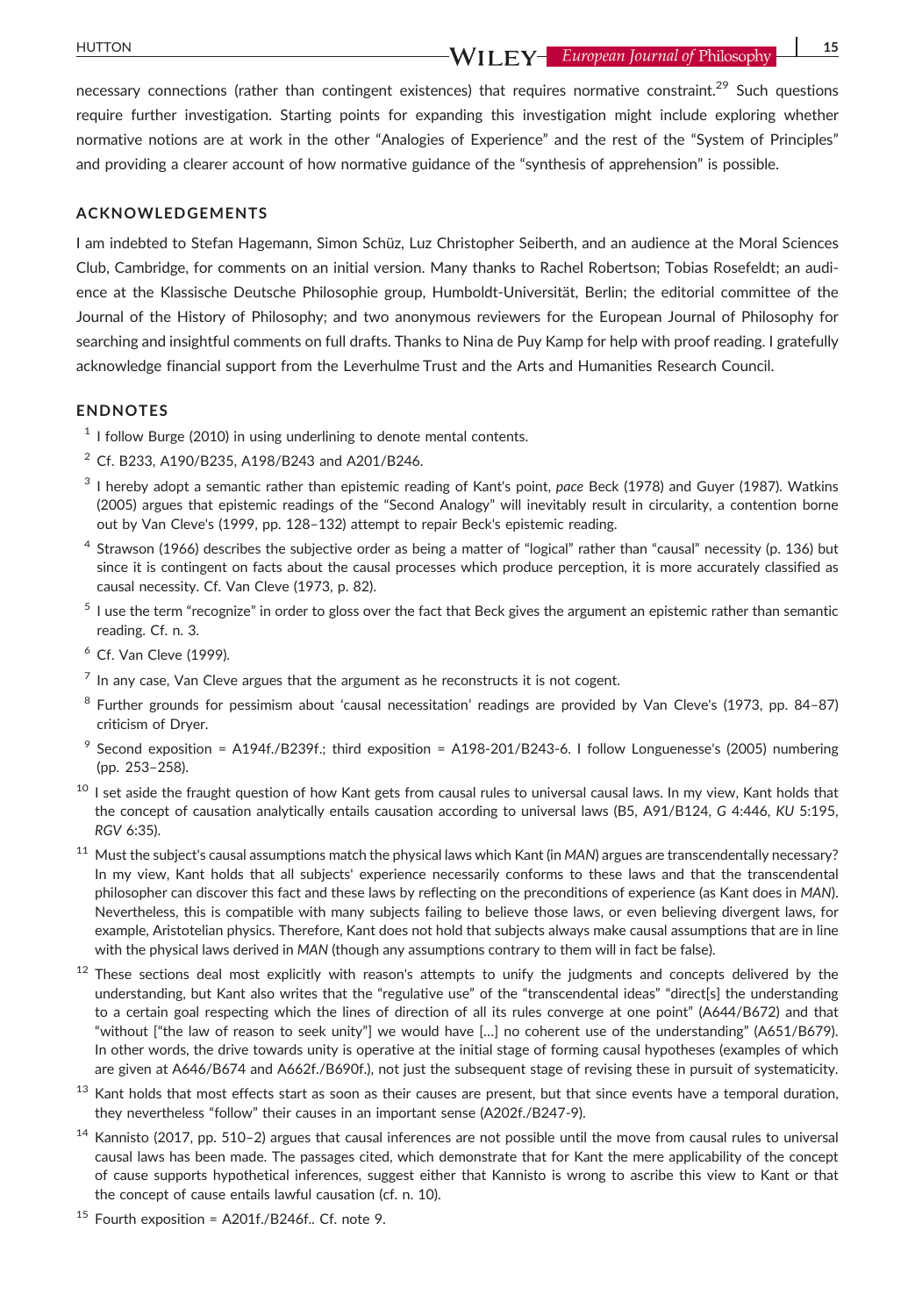necessary connections (rather than contingent existences) that requires normative constraint.[29] Such questions require further investigation. Starting points for expanding this investigation might include exploring whether normative notions are at work in the other "Analogies of Experience" and the rest of the "System of Principles" and providing a clearer account of how normative guidance of the "synthesis of apprehension" is possible.

## ACKNOWLEDGEMENTS

I am indebted to Stefan Hagemann, Simon Schüz, Luz Christopher Seiberth, and an audience at the Moral Sciences Club, Cambridge, for comments on an initial version. Many thanks to Rachel Robertson; Tobias Rosefeldt; an audience at the Klassische Deutsche Philosophie group, Humboldt-Universität, Berlin; the editorial committee of the Journal of the History of Philosophy; and two anonymous reviewers for the European Journal of Philosophy for searching and insightful comments on full drafts. Thanks to Nina de Puy Kamp for help with proof reading. I gratefully acknowledge financial support from the Leverhulme Trust and the Arts and Humanities Research Council.

## ENDNOTES

[1] I follow Burge (2010) in using underlining to denote mental contents.

[2] Cf. B233, A190/B235, A198/B243 and A201/B246.

[3] I hereby adopt a semantic rather than epistemic reading of Kant's point, *pace* Beck (1978) and Guyer (1987). Watkins (2005) argues that epistemic readings of the "Second Analogy" will inevitably result in circularity, a contention borne out by Van Cleve's (1999, pp. 128–132) attempt to repair Beck's epistemic reading.

[4] Strawson (1966) describes the subjective order as being a matter of "logical" rather than "causal" necessity (p. 136) but since it is contingent on facts about the causal processes which produce perception, it is more accurately classified as causal necessity. Cf. Van Cleve (1973, p. 82).

[5] I use the term "recognize" in order to gloss over the fact that Beck gives the argument an epistemic rather than semantic reading. Cf. n. 3.

[6] Cf. Van Cleve (1999).

[7] In any case, Van Cleve argues that the argument as he reconstructs it is not cogent.

[8] Further grounds for pessimism about 'causal necessitation' readings are provided by Van Cleve's (1973, pp. 84–87) criticism of Dryer.

[9] Second exposition = A194f./B239f.; third exposition = A198-201/B243-6. I follow Longuenesse's (2005) numbering (pp. 253–258).

[10] I set aside the fraught question of how Kant gets from causal rules to universal causal laws. In my view, Kant holds that the concept of causation analytically entails causation according to universal laws (B5, A91/B124, *G* 4:446, *KU* 5:195, *RGV* 6:35).

[11] Must the subject's causal assumptions match the physical laws which Kant (in *MAN*) argues are transcendentally necessary? In my view, Kant holds that all subjects' experience necessarily conforms to these laws and that the transcendental philosopher can discover this fact and these laws by reflecting on the preconditions of experience (as Kant does in *MAN*). Nevertheless, this is compatible with many subjects failing to believe those laws, or even believing divergent laws, for example, Aristotelian physics. Therefore, Kant does not hold that subjects always make causal assumptions that are in line with the physical laws derived in *MAN* (though any assumptions contrary to them will in fact be false).

[12] These sections deal most explicitly with reason's attempts to unify the judgments and concepts delivered by the understanding, but Kant also writes that the "regulative use" of the "transcendental ideas" "direct[s] the understanding to a certain goal respecting which the lines of direction of all its rules converge at one point" (A644/B672) and that "without ["the law of reason to seek unity"] we would have [...] no coherent use of the understanding" (A651/B679). In other words, the drive towards unity is operative at the initial stage of forming causal hypotheses (examples of which are given at A646/B674 and A662f./B690f.), not just the subsequent stage of revising these in pursuit of systematicity.

[13] Kant holds that most effects start as soon as their causes are present, but that since events have a temporal duration, they nevertheless "follow" their causes in an important sense (A202f./B247-9).

[14] Kannisto (2017, pp. 510–2) argues that causal inferences are not possible until the move from causal rules to universal causal laws has been made. The passages cited, which demonstrate that for Kant the mere applicability of the concept of cause supports hypothetical inferences, suggest either that Kannisto is wrong to ascribe this view to Kant or that the concept of cause entails lawful causation (cf. n. 10).

[15] Fourth exposition = A201f./B246f.. Cf. note 9.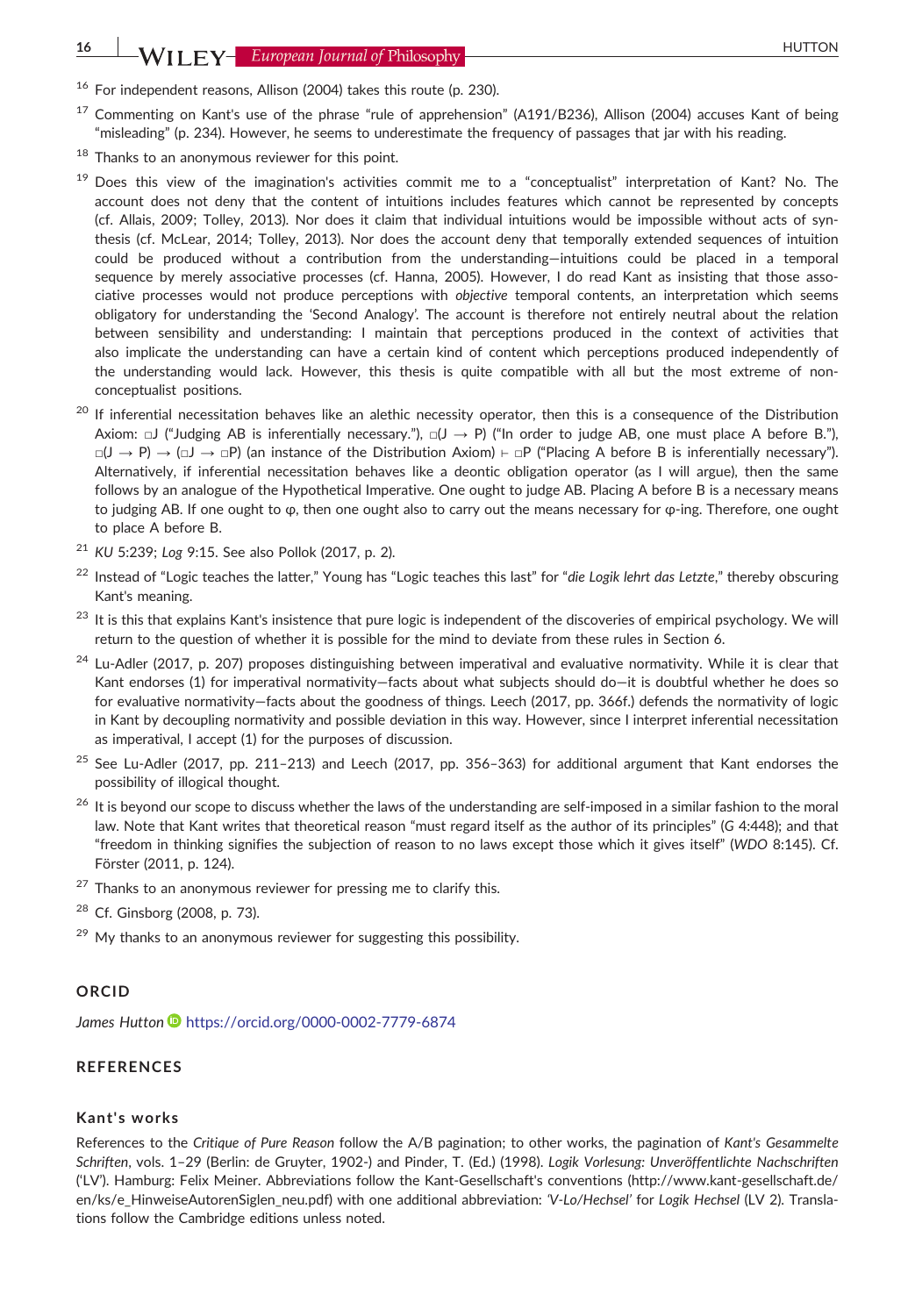[16] For independent reasons, Allison (2004) takes this route (p. 230).

[17] Commenting on Kant's use of the phrase "rule of apprehension" (A191/B236), Allison (2004) accuses Kant of being "misleading" (p. 234). However, he seems to underestimate the frequency of passages that jar with his reading.

[18] Thanks to an anonymous reviewer for this point.

[19] Does this view of the imagination's activities commit me to a "conceptualist" interpretation of Kant? No. The account does not deny that the content of intuitions includes features which cannot be represented by concepts (cf. Allais, 2009; Tolley, 2013). Nor does it claim that individual intuitions would be impossible without acts of synthesis (cf. McLear, 2014; Tolley, 2013). Nor does the account deny that temporally extended sequences of intuition could be produced without a contribution from the understanding—intuitions could be placed in a temporal sequence by merely associative processes (cf. Hanna, 2005). However, I do read Kant as insisting that those associative processes would not produce perceptions with *objective* temporal contents, an interpretation which seems obligatory for understanding the 'Second Analogy'. The account is therefore not entirely neutral about the relation between sensibility and understanding: I maintain that perceptions produced in the context of activities that also implicate the understanding can have a certain kind of content which perceptions produced independently of the understanding would lack. However, this thesis is quite compatible with all but the most extreme of non-conceptualist positions.

[20] If inferential necessitation behaves like an alethic necessity operator, then this is a consequence of the Distribution Axiom: $\Box J$ ("Judging AB is inferentially necessary."), $\Box(J \rightarrow P)$ ("In order to judge AB, one must place A before B."), $\Box(J \rightarrow P) \rightarrow (\Box J \rightarrow \Box P)$ (an instance of the Distribution Axiom) $\vdash \Box P$ ("Placing A before B is inferentially necessary"). Alternatively, if inferential necessitation behaves like a deontic obligation operator (as I will argue), then the same follows by an analogue of the Hypothetical Imperative. One ought to judge AB. Placing A before B is a necessary means to judging AB. If one ought to $\varphi$, then one ought also to carry out the means necessary for $\varphi$-ing. Therefore, one ought to place A before B.

[21] *KU* 5:239; *Log* 9:15. See also Pollok (2017, p. 2).

[22] Instead of "Logic teaches the latter," Young has "Logic teaches this last" for "*die Logik lehrt das Letzte*," thereby obscuring Kant's meaning.

[23] It is this that explains Kant's insistence that pure logic is independent of the discoveries of empirical psychology. We will return to the question of whether it is possible for the mind to deviate from these rules in Section 6.

[24] Lu-Adler (2017, p. 207) proposes distinguishing between imperatival and evaluative normativity. While it is clear that Kant endorses (1) for imperatival normativity—facts about what subjects should do—it is doubtful whether he does so for evaluative normativity—facts about the goodness of things. Leech (2017, pp. 366f.) defends the normativity of logic in Kant by decoupling normativity and possible deviation in this way. However, since I interpret inferential necessitation as imperatival, I accept (1) for the purposes of discussion.

[25] See Lu-Adler (2017, pp. 211–213) and Leech (2017, pp. 356–363) for additional argument that Kant endorses the possibility of illogical thought.

[26] It is beyond our scope to discuss whether the laws of the understanding are self-imposed in a similar fashion to the moral law. Note that Kant writes that theoretical reason "must regard itself as the author of its principles" (*G* 4:448); and that "freedom in thinking signifies the subjection of reason to no laws except those which it gives itself" (*WDO* 8:145). Cf. Förster (2011, p. 124).

[27] Thanks to an anonymous reviewer for pressing me to clarify this.

[28] Cf. Ginsborg (2008, p. 73).

[29] My thanks to an anonymous reviewer for suggesting this possibility.

## ORCID

*James Hutton* https://orcid.org/0000-0002-7779-6874

## REFERENCES

### Kant's works

References to the *Critique of Pure Reason* follow the A/B pagination; to other works, the pagination of *Kant's Gesammelte Schriften*, vols. 1–29 (Berlin: de Gruyter, 1902-) and Pinder, T. (Ed.) (1998). *Logik Vorlesung: Unveröffentlichte Nachschriften* ('LV'). Hamburg: Felix Meiner. Abbreviations follow the Kant-Gesellschaft's conventions (http://www.kant-gesellschaft.de/en/ks/e_HinweiseAutorenSiglen_neu.pdf) with one additional abbreviation: *'V-Lo/Hechsel'* for *Logik Hechsel* (LV 2). Translations follow the Cambridge editions unless noted.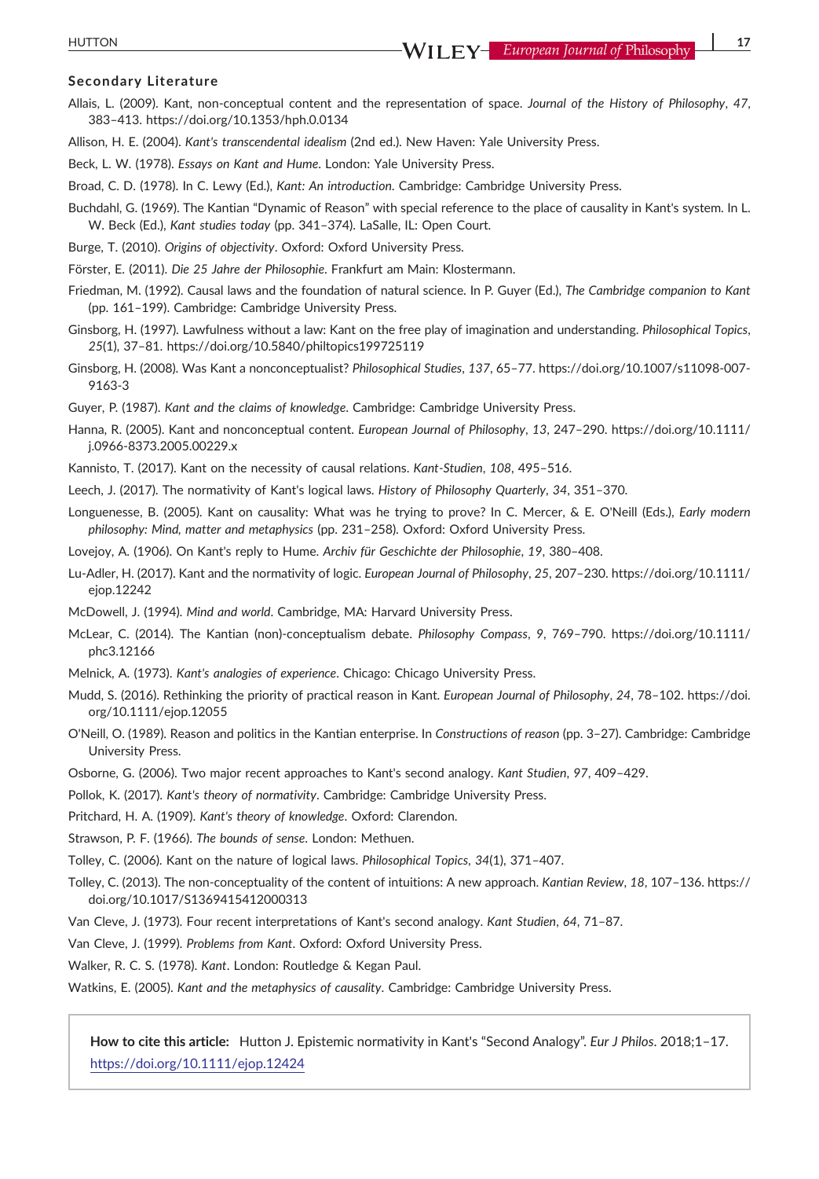### Secondary Literature

Allais, L. (2009). Kant, non-conceptual content and the representation of space. *Journal of the History of Philosophy*, *47*, 383–413. https://doi.org/10.1353/hph.0.0134

Allison, H. E. (2004). *Kant's transcendental idealism* (2nd ed.). New Haven: Yale University Press.

Beck, L. W. (1978). *Essays on Kant and Hume*. London: Yale University Press.

Broad, C. D. (1978). In C. Lewy (Ed.), *Kant: An introduction*. Cambridge: Cambridge University Press.

Buchdahl, G. (1969). The Kantian "Dynamic of Reason" with special reference to the place of causality in Kant's system. In L. W. Beck (Ed.), *Kant studies today* (pp. 341–374). LaSalle, IL: Open Court.

Burge, T. (2010). *Origins of objectivity*. Oxford: Oxford University Press.

Förster, E. (2011). *Die 25 Jahre der Philosophie*. Frankfurt am Main: Klostermann.

Friedman, M. (1992). Causal laws and the foundation of natural science. In P. Guyer (Ed.), *The Cambridge companion to Kant* (pp. 161–199). Cambridge: Cambridge University Press.

Ginsborg, H. (1997). Lawfulness without a law: Kant on the free play of imagination and understanding. *Philosophical Topics*, *25*(1), 37–81. https://doi.org/10.5840/philtopics199725119

Ginsborg, H. (2008). Was Kant a nonconceptualist? *Philosophical Studies*, *137*, 65–77. https://doi.org/10.1007/s11098-007-9163-3

Guyer, P. (1987). *Kant and the claims of knowledge*. Cambridge: Cambridge University Press.

Hanna, R. (2005). Kant and nonconceptual content. *European Journal of Philosophy*, *13*, 247–290. https://doi.org/10.1111/j.0966-8373.2005.00229.x

Kannisto, T. (2017). Kant on the necessity of causal relations. *Kant-Studien*, *108*, 495–516.

Leech, J. (2017). The normativity of Kant's logical laws. *History of Philosophy Quarterly*, *34*, 351–370.

Longuenesse, B. (2005). Kant on causality: What was he trying to prove? In C. Mercer, & E. O'Neill (Eds.), *Early modern philosophy: Mind, matter and metaphysics* (pp. 231–258). Oxford: Oxford University Press.

Lovejoy, A. (1906). On Kant's reply to Hume. *Archiv für Geschichte der Philosophie*, *19*, 380–408.

Lu-Adler, H. (2017). Kant and the normativity of logic. *European Journal of Philosophy*, *25*, 207–230. https://doi.org/10.1111/ejop.12242

McDowell, J. (1994). *Mind and world*. Cambridge, MA: Harvard University Press.

McLear, C. (2014). The Kantian (non)-conceptualism debate. *Philosophy Compass*, *9*, 769–790. https://doi.org/10.1111/phc3.12166

Melnick, A. (1973). *Kant's analogies of experience*. Chicago: Chicago University Press.

Mudd, S. (2016). Rethinking the priority of practical reason in Kant. *European Journal of Philosophy*, *24*, 78–102. https://doi.org/10.1111/ejop.12055

O'Neill, O. (1989). Reason and politics in the Kantian enterprise. In *Constructions of reason* (pp. 3–27). Cambridge: Cambridge University Press.

Osborne, G. (2006). Two major recent approaches to Kant's second analogy. *Kant Studien*, *97*, 409–429.

Pollok, K. (2017). *Kant's theory of normativity*. Cambridge: Cambridge University Press.

Pritchard, H. A. (1909). *Kant's theory of knowledge*. Oxford: Clarendon.

Strawson, P. F. (1966). *The bounds of sense*. London: Methuen.

Tolley, C. (2006). Kant on the nature of logical laws. *Philosophical Topics*, *34*(1), 371–407.

Tolley, C. (2013). The non-conceptuality of the content of intuitions: A new approach. *Kantian Review*, *18*, 107–136. https://doi.org/10.1017/S1369415412000313

Van Cleve, J. (1973). Four recent interpretations of Kant's second analogy. *Kant Studien*, *64*, 71–87.

Van Cleve, J. (1999). *Problems from Kant*. Oxford: Oxford University Press.

Walker, R. C. S. (1978). *Kant*. London: Routledge & Kegan Paul.

Watkins, E. (2005). *Kant and the metaphysics of causality*. Cambridge: Cambridge University Press.

**How to cite this article:** Hutton J. Epistemic normativity in Kant's "Second Analogy". *Eur J Philos*. 2018;1–17. https://doi.org/10.1111/ejop.12424